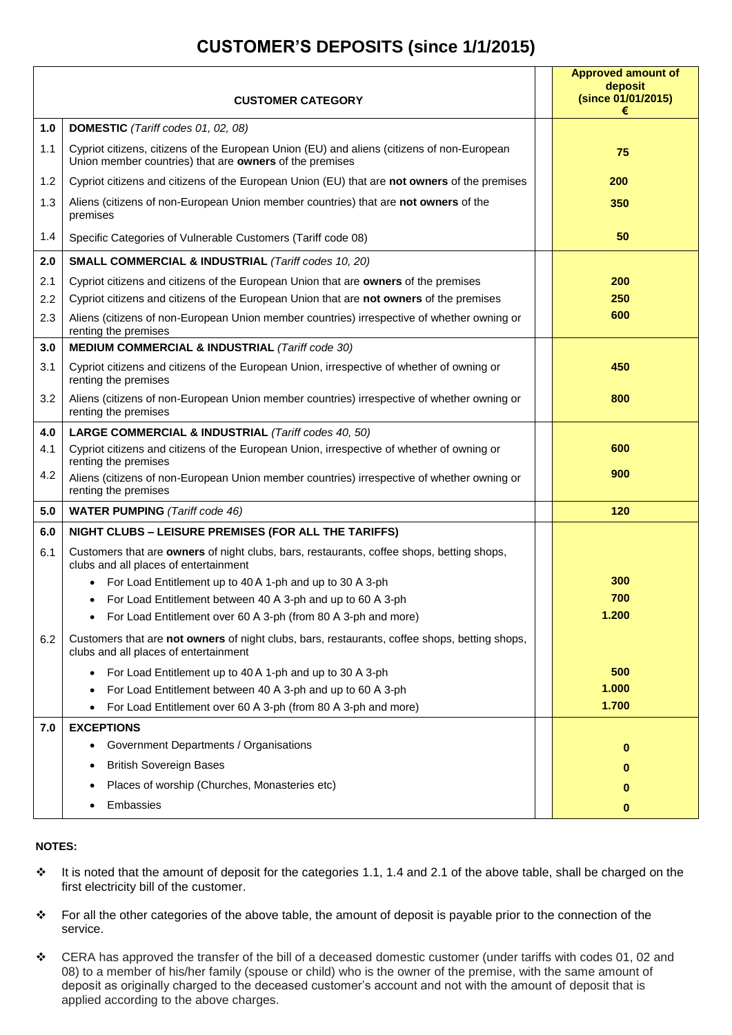# CUSTOMER'S DEPOSITS (since 1/1/2015)

| | CUSTOMER CATEGORY | Approved amount of deposit (since 01/01/2015) € |
|---|---|---|
| **1.0** | **DOMESTIC** *(Tariff codes 01, 02, 08)* | |
| 1.1 | Cypriot citizens, citizens of the European Union (EU) and aliens (citizens of non-European Union member countries) that are **owners** of the premises | **75** |
| 1.2 | Cypriot citizens and citizens of the European Union (EU) that are **not owners** of the premises | **200** |
| 1.3 | Aliens (citizens of non-European Union member countries) that are **not owners** of the premises | **350** |
| 1.4 | Specific Categories of Vulnerable Customers (Tariff code 08) | **50** |
| **2.0** | **SMALL COMMERCIAL & INDUSTRIAL** *(Tariff codes 10, 20)* | |
| 2.1 | Cypriot citizens and citizens of the European Union that are **owners** of the premises | **200** |
| 2.2 | Cypriot citizens and citizens of the European Union that are **not owners** of the premises | **250** |
| 2.3 | Aliens (citizens of non-European Union member countries) irrespective of whether owning or renting the premises | **600** |
| **3.0** | **MEDIUM COMMERCIAL & INDUSTRIAL** *(Tariff code 30)* | |
| 3.1 | Cypriot citizens and citizens of the European Union, irrespective of whether of owning or renting the premises | **450** |
| 3.2 | Aliens (citizens of non-European Union member countries) irrespective of whether owning or renting the premises | **800** |
| **4.0** | **LARGE COMMERCIAL & INDUSTRIAL** *(Tariff codes 40, 50)* | |
| 4.1 | Cypriot citizens and citizens of the European Union, irrespective of whether of owning or renting the premises | **600** |
| 4.2 | Aliens (citizens of non-European Union member countries) irrespective of whether owning or renting the premises | **900** |
| **5.0** | **WATER PUMPING** *(Tariff code 46)* | **120** |
| **6.0** | **NIGHT CLUBS – LEISURE PREMISES (FOR ALL THE TARIFFS)** | |
| 6.1 | Customers that are **owners** of night clubs, bars, restaurants, coffee shops, betting shops, clubs and all places of entertainment | |
| | • For Load Entitlement up to 40 A 1-ph and up to 30 A 3-ph | **300** |
| | • For Load Entitlement between 40 A 3-ph and up to 60 A 3-ph | **700** |
| | • For Load Entitlement over 60 A 3-ph (from 80 A 3-ph and more) | **1.200** |
| 6.2 | Customers that are **not owners** of night clubs, bars, restaurants, coffee shops, betting shops, clubs and all places of entertainment | |
| | • For Load Entitlement up to 40 A 1-ph and up to 30 A 3-ph | **500** |
| | • For Load Entitlement between 40 A 3-ph and up to 60 A 3-ph | **1.000** |
| | • For Load Entitlement over 60 A 3-ph (from 80 A 3-ph and more) | **1.700** |
| **7.0** | **EXCEPTIONS** | |
| | • Government Departments / Organisations | **0** |
| | • British Sovereign Bases | **0** |
| | • Places of worship (Churches, Monasteries etc) | **0** |
| | • Embassies | **0** |

**NOTES:**

- It is noted that the amount of deposit for the categories 1.1, 1.4 and 2.1 of the above table, shall be charged on the first electricity bill of the customer.
- For all the other categories of the above table, the amount of deposit is payable prior to the connection of the service.
- CERA has approved the transfer of the bill of a deceased domestic customer (under tariffs with codes 01, 02 and 08) to a member of his/her family (spouse or child) who is the owner of the premise, with the same amount of deposit as originally charged to the deceased customer's account and not with the amount of deposit that is applied according to the above charges.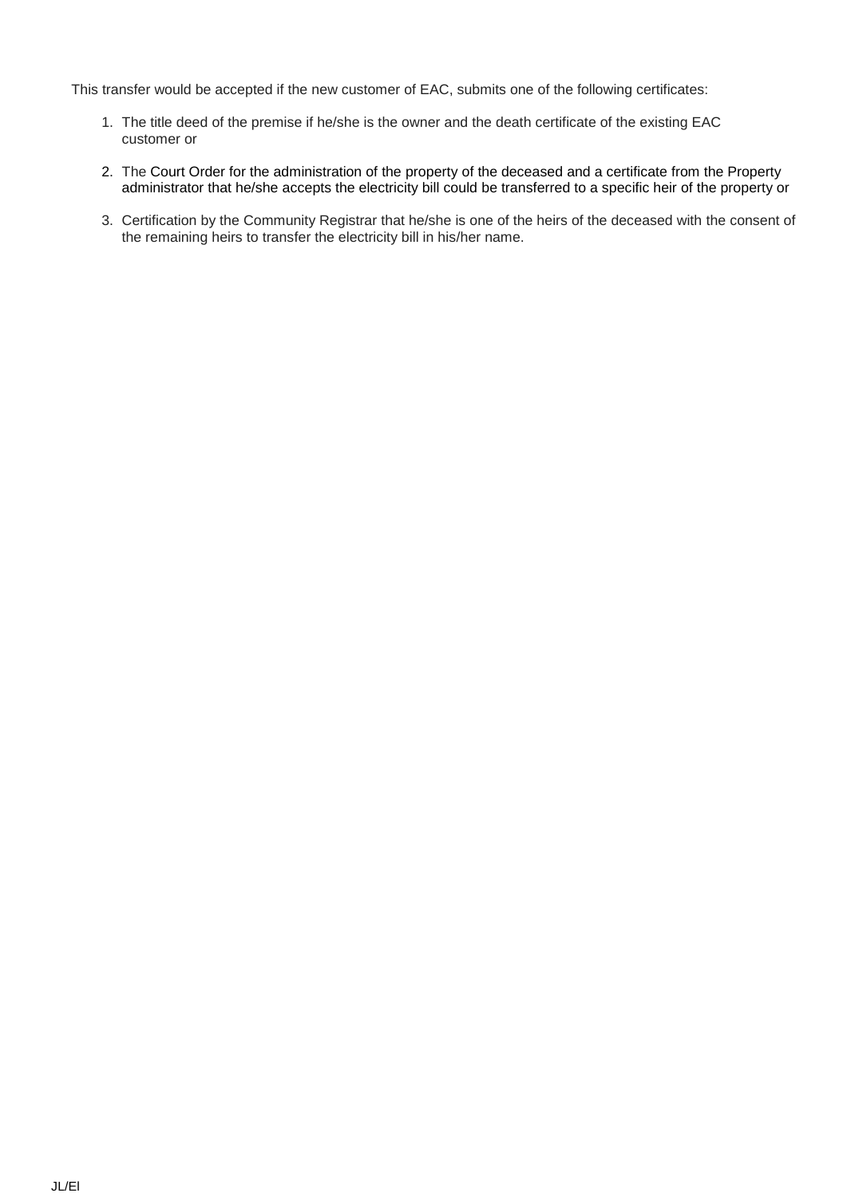This transfer would be accepted if the new customer of EAC, submits one of the following certificates:

1. The title deed of the premise if he/she is the owner and the death certificate of the existing EAC customer or
2. The Court Order for the administration of the property of the deceased and a certificate from the Property administrator that he/she accepts the electricity bill could be transferred to a specific heir of the property or
3. Certification by the Community Registrar that he/she is one of the heirs of the deceased with the consent of the remaining heirs to transfer the electricity bill in his/her name.

JL/El